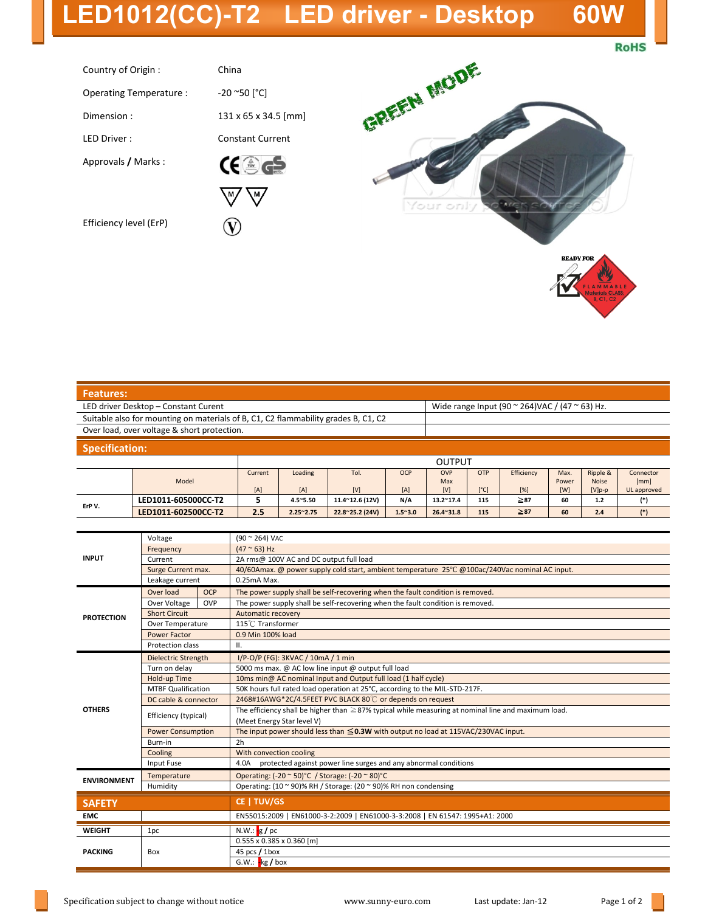# LED1012(CC)-T2 LED driver - Desktop 60W

RoHS

| | |
|---|---|
| Country of Origin : | China |
| Operating Temperature : | -20 ~50 [°C] |
| Dimension : | 131 x 65 x 34.5 [mm] |
| LED Driver : | Constant Current |
| Approvals / Marks : | CE TÜV GS, M M |
| Efficiency level (ErP) | V |

GREEN MODE

READY FOR FLAMMABLE Materials CLASS: B, C1, C2

## Features:

| | |
|---|---|
| LED driver Desktop – Constant Curent | Wide range Input (90 ~ 264)VAC / (47 ~ 63) Hz. |
| Suitable also for mounting on materials of B, C1, C2 flammability grades B, C1, C2 | |
| Over load, over voltage & short protection. | |

## Specification:

| | | OUTPUT | | | | | | | | | |
|---|---|---|---|---|---|---|---|---|---|---|---|
| | Model | Current [A] | Loading [A] | Tol. [V] | OCP [A] | OVP Max [V] | OTP [°C] | Efficiency [%] | Max. Power [W] | Ripple & Noise [V]p-p | Connector [mm] UL approved |
| ErP V. | LED1011-605000CC-T2 | 5 | 4.5~5.50 | 11.4~12.6 (12V) | N/A | 13.2~17.4 | 115 | ≧87 | 60 | 1.2 | (*) |
| | LED1011-602500CC-T2 | 2.5 | 2.25~2.75 | 22.8~25.2 (24V) | 1.5~3.0 | 26.4~31.8 | 115 | ≧87 | 60 | 2.4 | (*) |

| | | | |
|---|---|---|---|
| INPUT | Voltage | | (90 ~ 264) VAC |
| | Frequency | | (47 ~ 63) Hz |
| | Current | | 2A rms@ 100V AC and DC output full load |
| | Surge Current max. | | 40/60Amax. @ power supply cold start, ambient temperature 25℃ @100ac/240Vac nominal AC input. |
| | Leakage current | | 0.25mA Max. |
| PROTECTION | Over load | OCP | The power supply shall be self-recovering when the fault condition is removed. |
| | Over Voltage | OVP | The power supply shall be self-recovering when the fault condition is removed. |
| | Short Circuit | | Automatic recovery |
| | Over Temperature | | 115℃ Transformer |
| | Power Factor | | 0.9 Min 100% load |
| | Protection class | | II. |
| OTHERS | Dielectric Strength | | I/P-O/P (FG): 3KVAC / 10mA / 1 min |
| | Turn on delay | | 5000 ms max. @ AC low line input @ output full load |
| | Hold-up Time | | 10ms min@ AC nominal Input and Output full load (1 half cycle) |
| | MTBF Qualification | | 50K hours full rated load operation at 25°C, according to the MIL-STD-217F. |
| | DC cable & connector | | 2468#16AWG*2C/4.5FEET PVC BLACK 80℃ or depends on request |
| | Efficiency (typical) | | The efficiency shall be higher than ≧87% typical while measuring at nominal line and maximum load. (Meet Energy Star level V) |
| | Power Consumption | | The input power should less than ≦0.3W with output no load at 115VAC/230VAC input. |
| | Burn-in | | 2h |
| | Cooling | | With convection cooling |
| | Input Fuse | | 4.0A protected against power line surges and any abnormal conditions |
| ENVIRONMENT | Temperature | | Operating: (-20 ~ 50)°C / Storage: (-20 ~ 80)°C |
| | Humidity | | Operating: (10 ~ 90)% RH / Storage: (20 ~ 90)% RH non condensing |
| **SAFETY** | | | CE \| TUV/GS |
| EMC | | | EN55015:2009 \| EN61000-3-2:2009 \| EN61000-3-3:2008 \| EN 61547: 1995+A1: 2000 |
| WEIGHT | 1pc | | N.W.: g / pc |
| PACKING | Box | | 0.555 x 0.385 x 0.360 [m] |
| | | | 45 pcs / 1box |
| | | | G.W.: kg / box |

Specification subject to change without notice | www.sunny-euro.com | Last update: Jan-12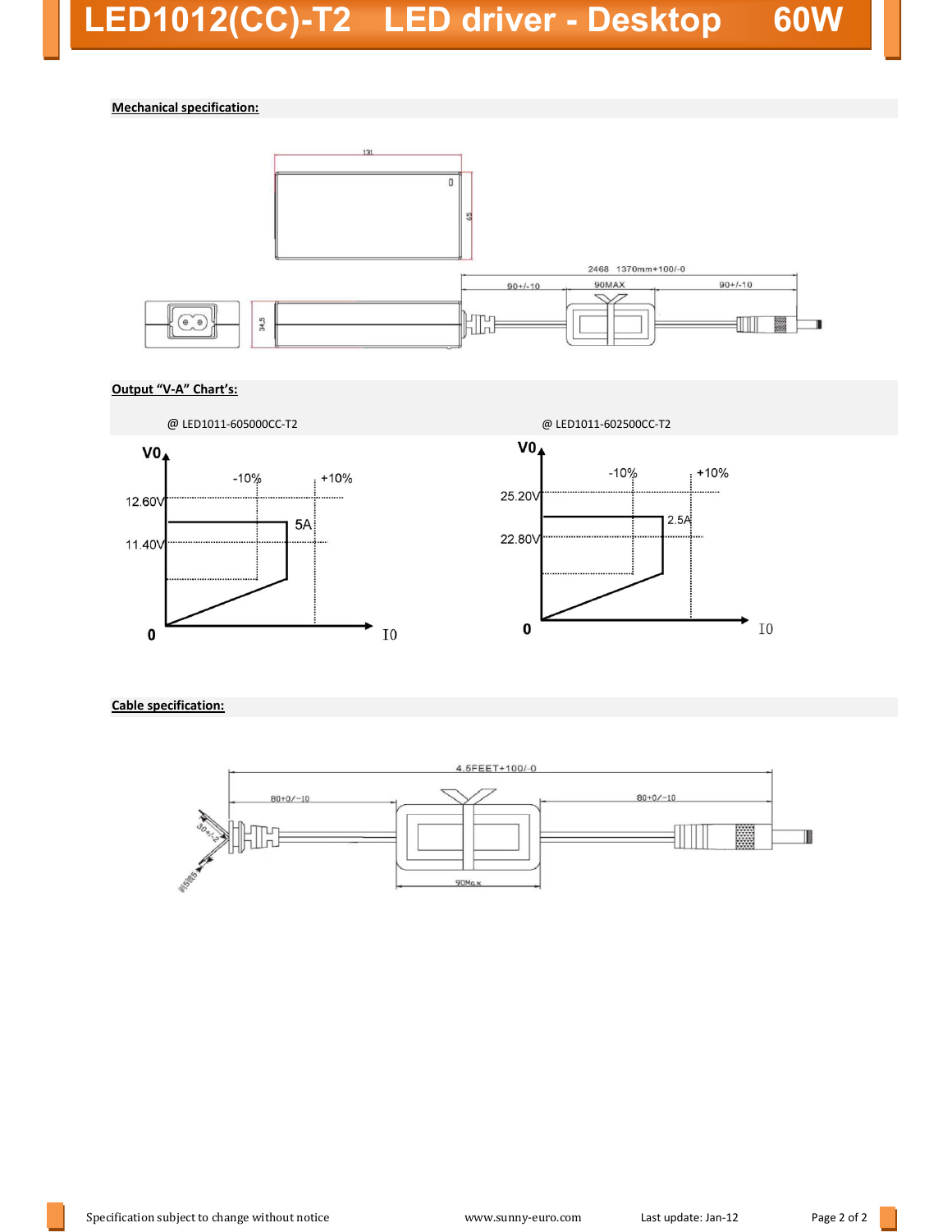# LED1012(CC)-T2 LED driver - Desktop 60W

## Mechanical specification:

131

65

34.5

2468 1370mm+100/-0

90+/-10

90MAX

90+/-10

## Output "V-A" Chart's:

@ LED1011-605000CC-T2

VO

-10%

+10%

12.60V

5A

11.40V

0

IO

@ LED1011-602500CC-T2

VO

-10%

+10%

25.20V

2.5A

22.80V

0

IO

## Cable specification:

4.5FEET+100/-0

80+0/-10

80+0/-10

30+/-2

90Max

Specification subject to change without notice www.sunny-euro.com Last update: Jan-12